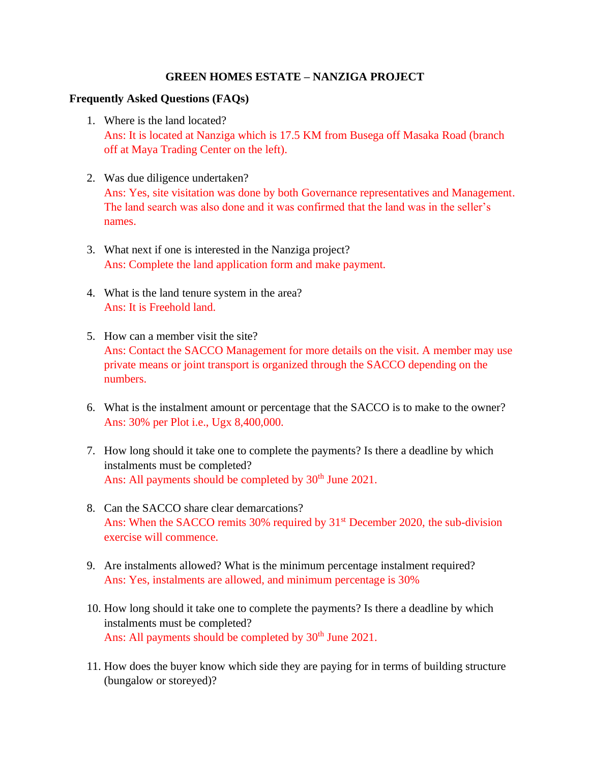# GREEN HOMES ESTATE – NANZIGA PROJECT

## Frequently Asked Questions (FAQs)

1. Where is the land located?
   Ans: It is located at Nanziga which is 17.5 KM from Busega off Masaka Road (branch off at Maya Trading Center on the left).

2. Was due diligence undertaken?
   Ans: Yes, site visitation was done by both Governance representatives and Management. The land search was also done and it was confirmed that the land was in the seller's names.

3. What next if one is interested in the Nanziga project?
   Ans: Complete the land application form and make payment.

4. What is the land tenure system in the area?
   Ans: It is Freehold land.

5. How can a member visit the site?
   Ans: Contact the SACCO Management for more details on the visit. A member may use private means or joint transport is organized through the SACCO depending on the numbers.

6. What is the instalment amount or percentage that the SACCO is to make to the owner?
   Ans: 30% per Plot i.e., Ugx 8,400,000.

7. How long should it take one to complete the payments? Is there a deadline by which instalments must be completed?
   Ans: All payments should be completed by 30th June 2021.

8. Can the SACCO share clear demarcations?
   Ans: When the SACCO remits 30% required by 31st December 2020, the sub-division exercise will commence.

9. Are instalments allowed? What is the minimum percentage instalment required?
   Ans: Yes, instalments are allowed, and minimum percentage is 30%

10. How long should it take one to complete the payments? Is there a deadline by which instalments must be completed?
    Ans: All payments should be completed by 30th June 2021.

11. How does the buyer know which side they are paying for in terms of building structure (bungalow or storeyed)?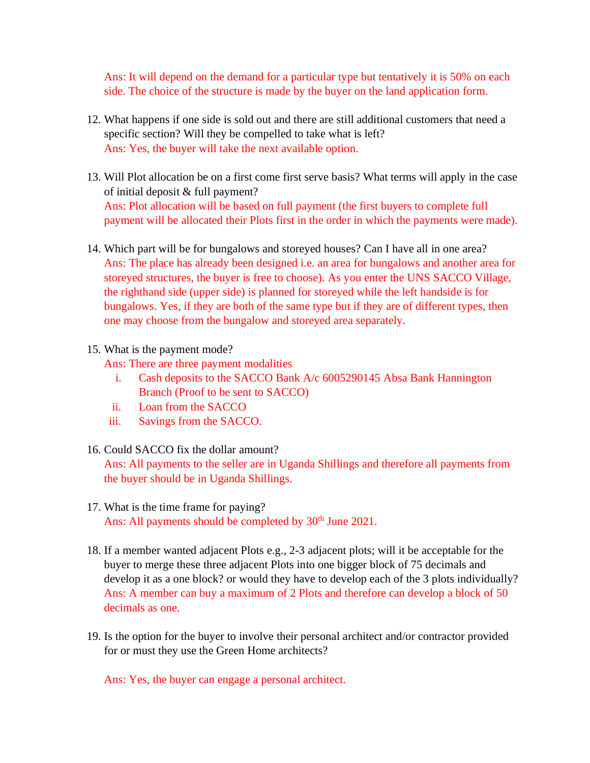Ans: It will depend on the demand for a particular type but tentatively it is 50% on each side. The choice of the structure is made by the buyer on the land application form.

12. What happens if one side is sold out and there are still additional customers that need a specific section? Will they be compelled to take what is left?
    Ans: Yes, the buyer will take the next available option.

13. Will Plot allocation be on a first come first serve basis? What terms will apply in the case of initial deposit & full payment?
    Ans: Plot allocation will be based on full payment (the first buyers to complete full payment will be allocated their Plots first in the order in which the payments were made).

14. Which part will be for bungalows and storeyed houses? Can I have all in one area?
    Ans: The place has already been designed i.e. an area for bungalows and another area for storeyed structures, the buyer is free to choose). As you enter the UNS SACCO Village, the righthand side (upper side) is planned for storeyed while the left handside is for bungalows. Yes, if they are both of the same type but if they are of different types, then one may choose from the bungalow and storeyed area separately.

15. What is the payment mode?
    Ans: There are three payment modalities
    i. Cash deposits to the SACCO Bank A/c 6005290145 Absa Bank Hannington Branch (Proof to be sent to SACCO)
    ii. Loan from the SACCO
    iii. Savings from the SACCO.

16. Could SACCO fix the dollar amount?
    Ans: All payments to the seller are in Uganda Shillings and therefore all payments from the buyer should be in Uganda Shillings.

17. What is the time frame for paying?
    Ans: All payments should be completed by 30th June 2021.

18. If a member wanted adjacent Plots e.g., 2-3 adjacent plots; will it be acceptable for the buyer to merge these three adjacent Plots into one bigger block of 75 decimals and develop it as a one block? or would they have to develop each of the 3 plots individually?
    Ans: A member can buy a maximum of 2 Plots and therefore can develop a block of 50 decimals as one.

19. Is the option for the buyer to involve their personal architect and/or contractor provided for or must they use the Green Home architects?

    Ans: Yes, the buyer can engage a personal architect.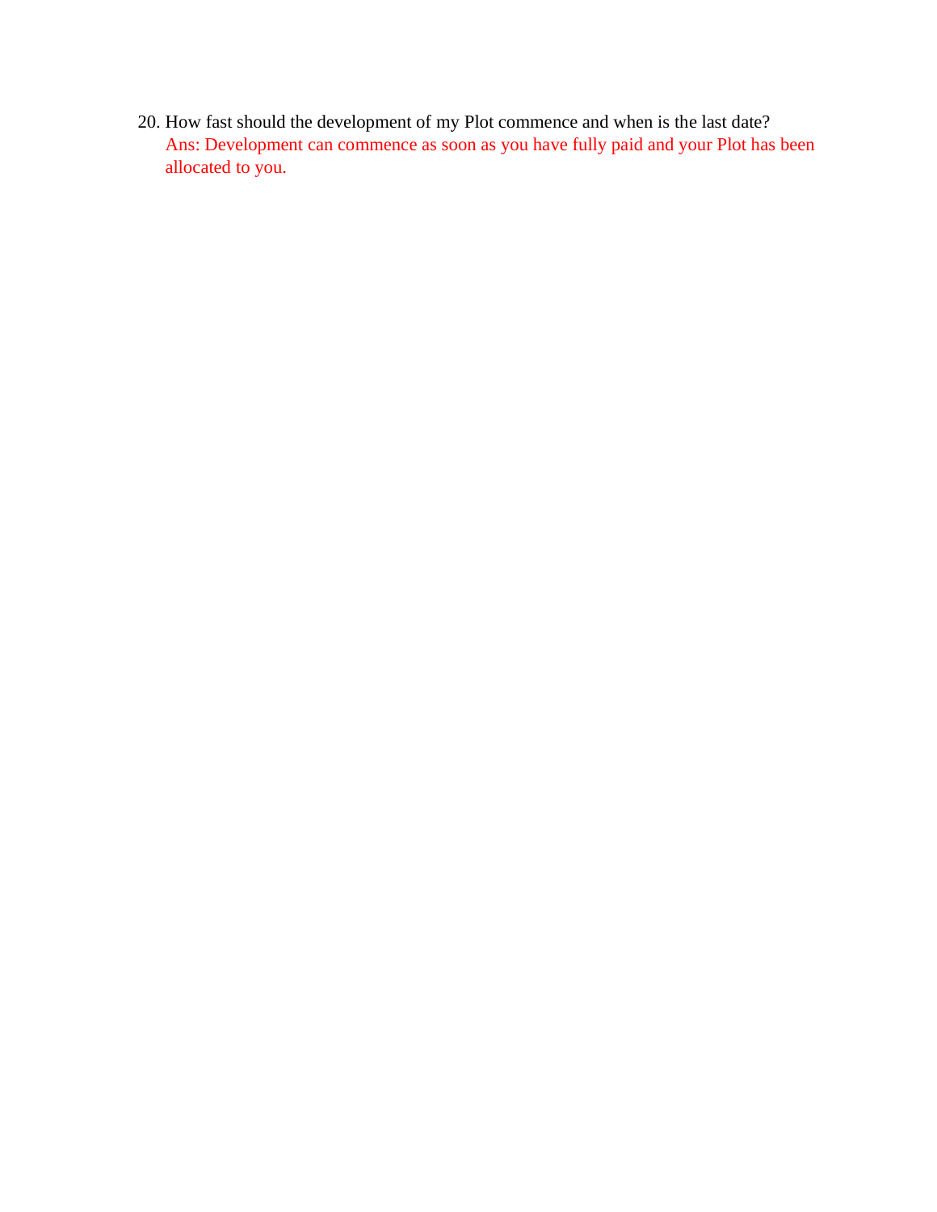20. How fast should the development of my Plot commence and when is the last date?
    Ans: Development can commence as soon as you have fully paid and your Plot has been allocated to you.